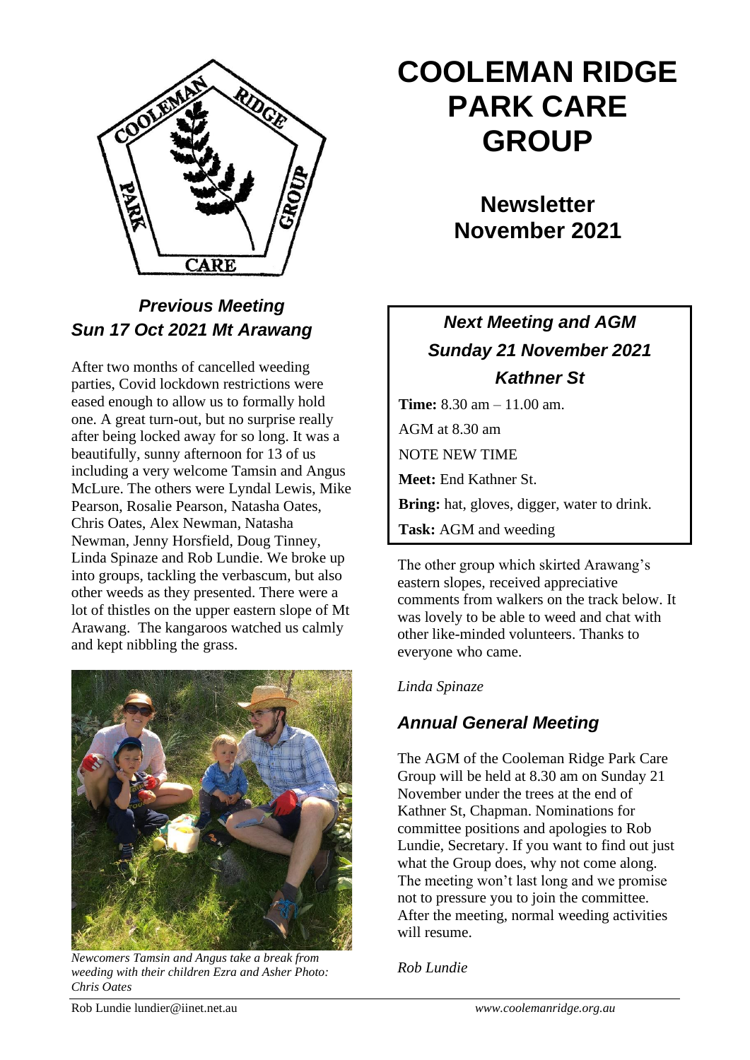# COOLEMAN RIDGE PARK CARE GROUP

## Newsletter November 2021

### *Previous Meeting Sun 17 Oct 2021 Mt Arawang*

After two months of cancelled weeding parties, Covid lockdown restrictions were eased enough to allow us to formally hold one. A great turn-out, but no surprise really after being locked away for so long. It was a beautifully, sunny afternoon for 13 of us including a very welcome Tamsin and Angus McLure. The others were Lyndal Lewis, Mike Pearson, Rosalie Pearson, Natasha Oates, Chris Oates, Alex Newman, Natasha Newman, Jenny Horsfield, Doug Tinney, Linda Spinaze and Rob Lundie. We broke up into groups, tackling the verbascum, but also other weeds as they presented. There were a lot of thistles on the upper eastern slope of Mt Arawang. The kangaroos watched us calmly and kept nibbling the grass.

*Newcomers Tamsin and Angus take a break from weeding with their children Ezra and Asher Photo: Chris Oates*

The other group which skirted Arawang's eastern slopes, received appreciative comments from walkers on the track below. It was lovely to be able to weed and chat with other like-minded volunteers. Thanks to everyone who came.

*Linda Spinaze*

### *Next Meeting and AGM Sunday 21 November 2021 Kathner St*

**Time:** 8.30 am – 11.00 am.

AGM at 8.30 am

NOTE NEW TIME

**Meet:** End Kathner St.

**Bring:** hat, gloves, digger, water to drink.

**Task:** AGM and weeding

### *Annual General Meeting*

The AGM of the Cooleman Ridge Park Care Group will be held at 8.30 am on Sunday 21 November under the trees at the end of Kathner St, Chapman. Nominations for committee positions and apologies to Rob Lundie, Secretary. If you want to find out just what the Group does, why not come along. The meeting won't last long and we promise not to pressure you to join the committee. After the meeting, normal weeding activities will resume.

*Rob Lundie*

Rob Lundie lundier@iinet.net.au *www.coolemanridge.org.au*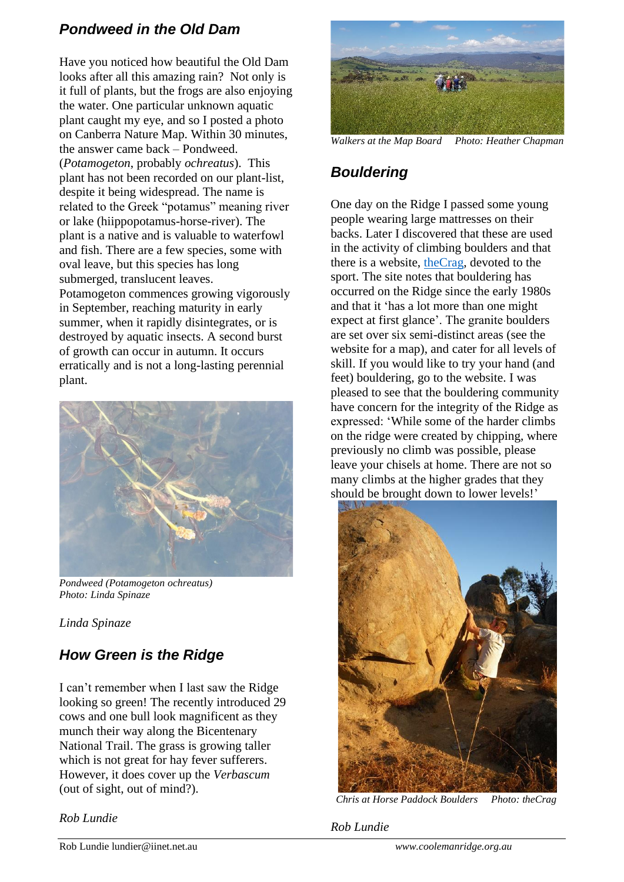## *Pondweed in the Old Dam*

Have you noticed how beautiful the Old Dam looks after all this amazing rain? Not only is it full of plants, but the frogs are also enjoying the water. One particular unknown aquatic plant caught my eye, and so I posted a photo on Canberra Nature Map. Within 30 minutes, the answer came back – Pondweed. (*Potamogeton*, probably *ochreatus*). This plant has not been recorded on our plant-list, despite it being widespread. The name is related to the Greek "potamus" meaning river or lake (hiippopotamus-horse-river). The plant is a native and is valuable to waterfowl and fish. There are a few species, some with oval leave, but this species has long submerged, translucent leaves. Potamogeton commences growing vigorously in September, reaching maturity in early summer, when it rapidly disintegrates, or is destroyed by aquatic insects. A second burst of growth can occur in autumn. It occurs erratically and is not a long-lasting perennial plant.

*Pondweed (Potamogeton ochreatus)*
*Photo: Linda Spinaze*

*Linda Spinaze*

## *How Green is the Ridge*

I can't remember when I last saw the Ridge looking so green! The recently introduced 29 cows and one bull look magnificent as they munch their way along the Bicentenary National Trail. The grass is growing taller which is not great for hay fever sufferers. However, it does cover up the *Verbascum* (out of sight, out of mind?).

*Rob Lundie*

*Walkers at the Map Board    Photo: Heather Chapman*

## *Bouldering*

One day on the Ridge I passed some young people wearing large mattresses on their backs. Later I discovered that these are used in the activity of climbing boulders and that there is a website, theCrag, devoted to the sport. The site notes that bouldering has occurred on the Ridge since the early 1980s and that it 'has a lot more than one might expect at first glance'. The granite boulders are set over six semi-distinct areas (see the website for a map), and cater for all levels of skill. If you would like to try your hand (and feet) bouldering, go to the website. I was pleased to see that the bouldering community have concern for the integrity of the Ridge as expressed: 'While some of the harder climbs on the ridge were created by chipping, where previously no climb was possible, please leave your chisels at home. There are not so many climbs at the higher grades that they should be brought down to lower levels!'

*Chris at Horse Paddock Boulders    Photo: theCrag*

*Rob Lundie*